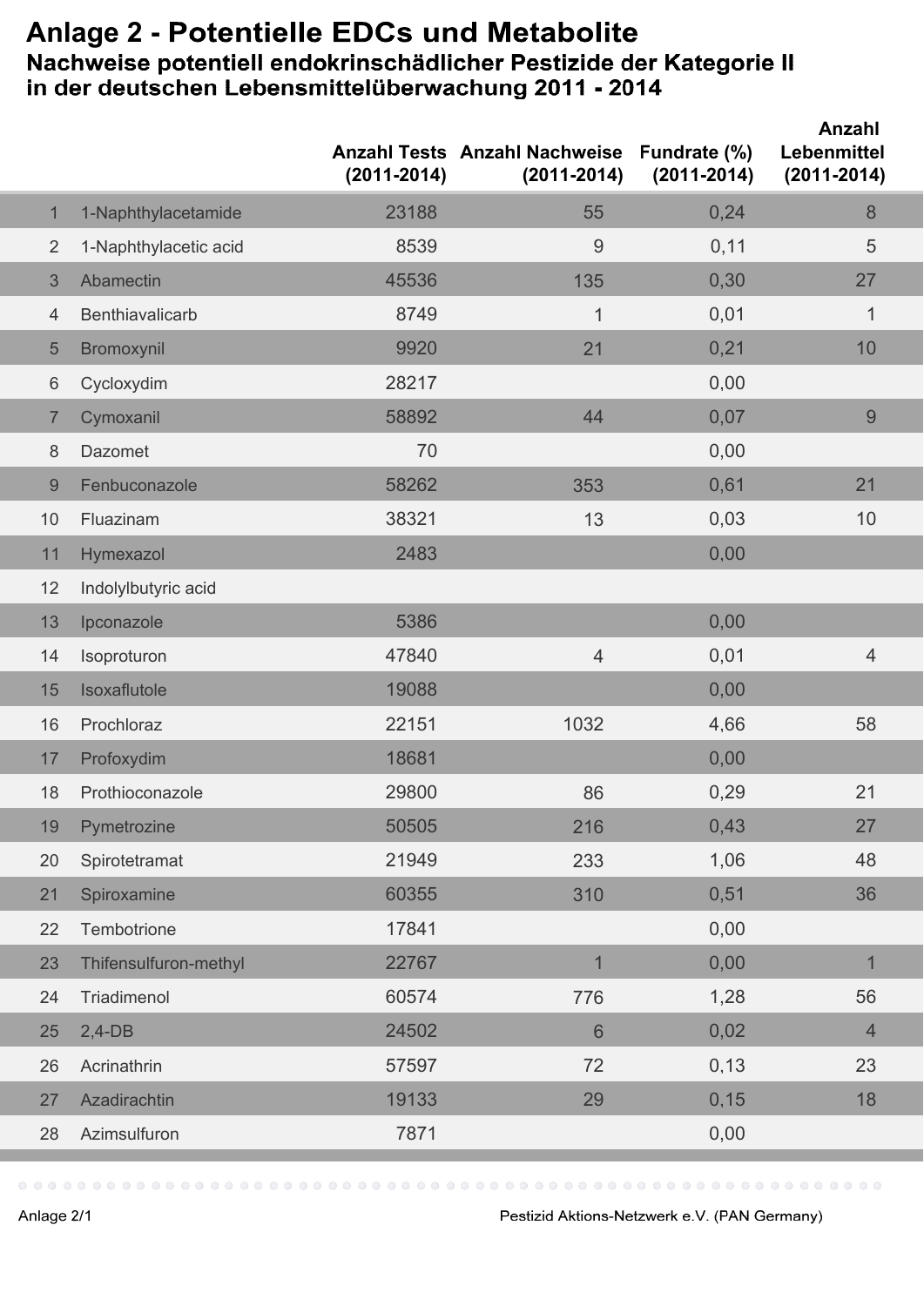# Anlage 2 - Potentielle EDCs und Metabolite

## Nachweise potentiell endokrinschädlicher Pestizide der Kategorie II in der deutschen Lebensmittelüberwachung 2011 - 2014

| | | Anzahl Tests (2011-2014) | Anzahl Nachweise (2011-2014) | Fundrate (%) (2011-2014) | Anzahl Lebenmittel (2011-2014) |
|---|---|---|---|---|---|
| 1 | 1-Naphthylacetamide | 23188 | 55 | 0,24 | 8 |
| 2 | 1-Naphthylacetic acid | 8539 | 9 | 0,11 | 5 |
| 3 | Abamectin | 45536 | 135 | 0,30 | 27 |
| 4 | Benthiavalicarb | 8749 | 1 | 0,01 | 1 |
| 5 | Bromoxynil | 9920 | 21 | 0,21 | 10 |
| 6 | Cycloxydim | 28217 | | 0,00 | |
| 7 | Cymoxanil | 58892 | 44 | 0,07 | 9 |
| 8 | Dazomet | 70 | | 0,00 | |
| 9 | Fenbuconazole | 58262 | 353 | 0,61 | 21 |
| 10 | Fluazinam | 38321 | 13 | 0,03 | 10 |
| 11 | Hymexazol | 2483 | | 0,00 | |
| 12 | Indolylbutyric acid | | | | |
| 13 | Ipconazole | 5386 | | 0,00 | |
| 14 | Isoproturon | 47840 | 4 | 0,01 | 4 |
| 15 | Isoxaflutole | 19088 | | 0,00 | |
| 16 | Prochloraz | 22151 | 1032 | 4,66 | 58 |
| 17 | Profoxydim | 18681 | | 0,00 | |
| 18 | Prothioconazole | 29800 | 86 | 0,29 | 21 |
| 19 | Pymetrozine | 50505 | 216 | 0,43 | 27 |
| 20 | Spirotetramat | 21949 | 233 | 1,06 | 48 |
| 21 | Spiroxamine | 60355 | 310 | 0,51 | 36 |
| 22 | Tembotrione | 17841 | | 0,00 | |
| 23 | Thifensulfuron-methyl | 22767 | 1 | 0,00 | 1 |
| 24 | Triadimenol | 60574 | 776 | 1,28 | 56 |
| 25 | 2,4-DB | 24502 | 6 | 0,02 | 4 |
| 26 | Acrinathrin | 57597 | 72 | 0,13 | 23 |
| 27 | Azadirachtin | 19133 | 29 | 0,15 | 18 |
| 28 | Azimsulfuron | 7871 | | 0,00 | |

Anlage 2/1 Pestizid Aktions-Netzwerk e.V. (PAN Germany)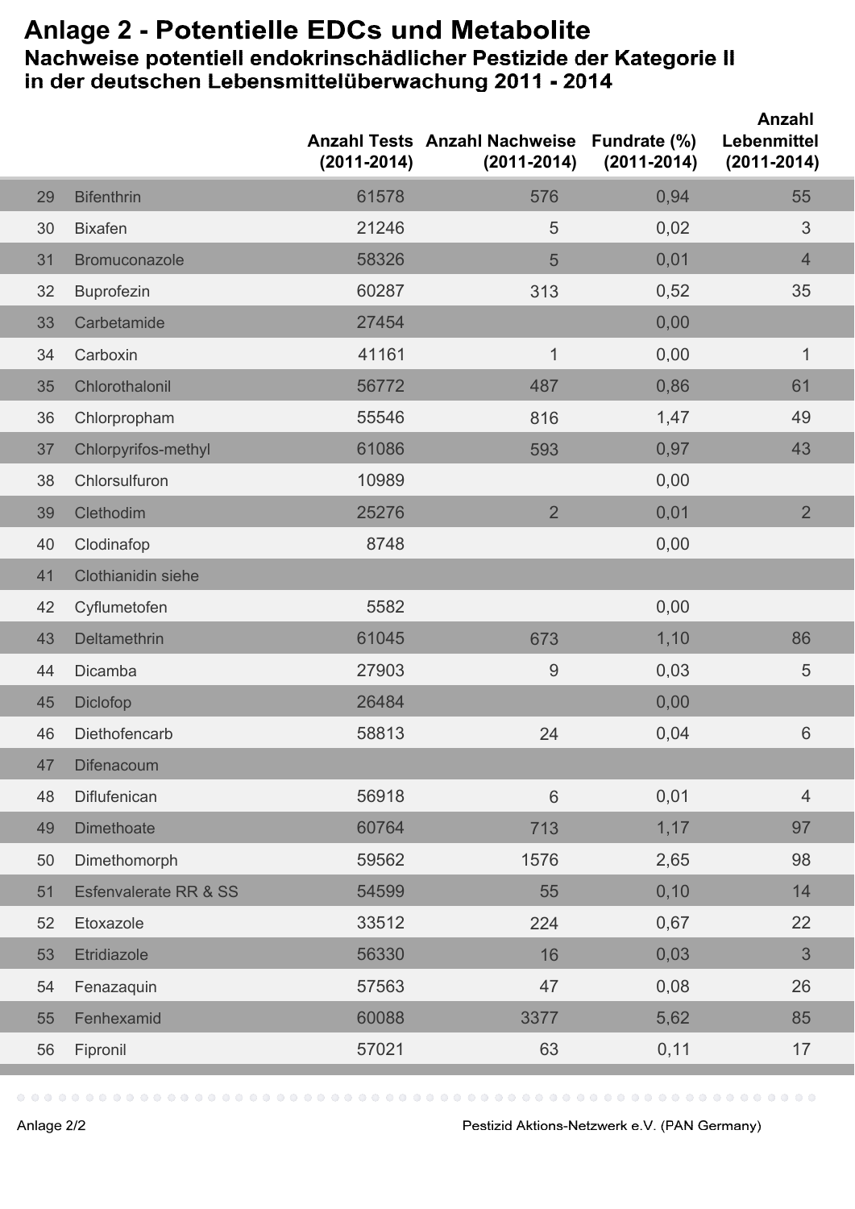# Anlage 2 - Potentielle EDCs und Metabolite

## Nachweise potentiell endokrinschädlicher Pestizide der Kategorie II in der deutschen Lebensmittelüberwachung 2011 - 2014

| | | Anzahl Tests (2011-2014) | Anzahl Nachweise (2011-2014) | Fundrate (%) (2011-2014) | Anzahl Lebenmittel (2011-2014) |
|---|---|---|---|---|---|
| 29 | Bifenthrin | 61578 | 576 | 0,94 | 55 |
| 30 | Bixafen | 21246 | 5 | 0,02 | 3 |
| 31 | Bromuconazole | 58326 | 5 | 0,01 | 4 |
| 32 | Buprofezin | 60287 | 313 | 0,52 | 35 |
| 33 | Carbetamide | 27454 | | 0,00 | |
| 34 | Carboxin | 41161 | 1 | 0,00 | 1 |
| 35 | Chlorothalonil | 56772 | 487 | 0,86 | 61 |
| 36 | Chlorpropham | 55546 | 816 | 1,47 | 49 |
| 37 | Chlorpyrifos-methyl | 61086 | 593 | 0,97 | 43 |
| 38 | Chlorsulfuron | 10989 | | 0,00 | |
| 39 | Clethodim | 25276 | 2 | 0,01 | 2 |
| 40 | Clodinafop | 8748 | | 0,00 | |
| 41 | Clothianidin siehe | | | | |
| 42 | Cyflumetofen | 5582 | | 0,00 | |
| 43 | Deltamethrin | 61045 | 673 | 1,10 | 86 |
| 44 | Dicamba | 27903 | 9 | 0,03 | 5 |
| 45 | Diclofop | 26484 | | 0,00 | |
| 46 | Diethofencarb | 58813 | 24 | 0,04 | 6 |
| 47 | Difenacoum | | | | |
| 48 | Diflufenican | 56918 | 6 | 0,01 | 4 |
| 49 | Dimethoate | 60764 | 713 | 1,17 | 97 |
| 50 | Dimethomorph | 59562 | 1576 | 2,65 | 98 |
| 51 | Esfenvalerate RR & SS | 54599 | 55 | 0,10 | 14 |
| 52 | Etoxazole | 33512 | 224 | 0,67 | 22 |
| 53 | Etridiazole | 56330 | 16 | 0,03 | 3 |
| 54 | Fenazaquin | 57563 | 47 | 0,08 | 26 |
| 55 | Fenhexamid | 60088 | 3377 | 5,62 | 85 |
| 56 | Fipronil | 57021 | 63 | 0,11 | 17 |

Anlage 2/2

Pestizid Aktions-Netzwerk e.V. (PAN Germany)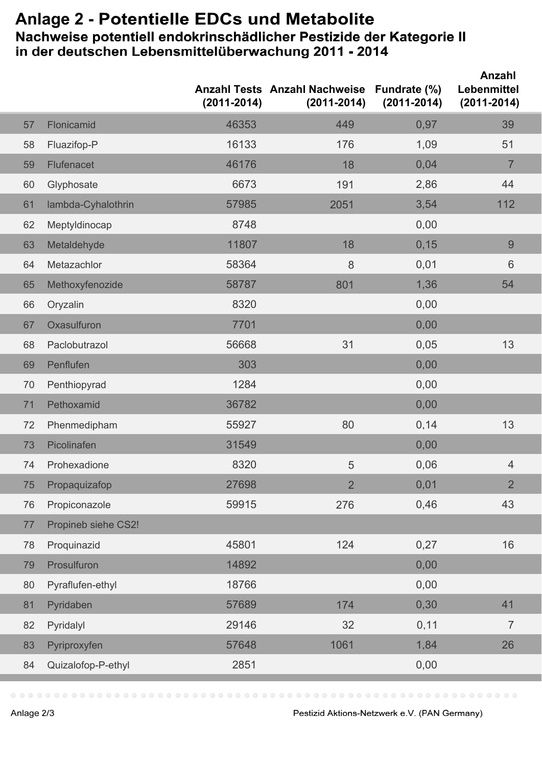# Anlage 2 - Potentielle EDCs und Metabolite

## Nachweise potentiell endokrinschädlicher Pestizide der Kategorie II in der deutschen Lebensmittelüberwachung 2011 - 2014

| | | Anzahl Tests (2011-2014) | Anzahl Nachweise (2011-2014) | Fundrate (%) (2011-2014) | Anzahl Lebensmittel (2011-2014) |
|---|---|---|---|---|---|
| 57 | Flonicamid | 46353 | 449 | 0,97 | 39 |
| 58 | Fluazifop-P | 16133 | 176 | 1,09 | 51 |
| 59 | Flufenacet | 46176 | 18 | 0,04 | 7 |
| 60 | Glyphosate | 6673 | 191 | 2,86 | 44 |
| 61 | lambda-Cyhalothrin | 57985 | 2051 | 3,54 | 112 |
| 62 | Meptyldinocap | 8748 | | 0,00 | |
| 63 | Metaldehyde | 11807 | 18 | 0,15 | 9 |
| 64 | Metazachlor | 58364 | 8 | 0,01 | 6 |
| 65 | Methoxyfenozide | 58787 | 801 | 1,36 | 54 |
| 66 | Oryzalin | 8320 | | 0,00 | |
| 67 | Oxasulfuron | 7701 | | 0,00 | |
| 68 | Paclobutrazol | 56668 | 31 | 0,05 | 13 |
| 69 | Penflufen | 303 | | 0,00 | |
| 70 | Penthiopyrad | 1284 | | 0,00 | |
| 71 | Pethoxamid | 36782 | | 0,00 | |
| 72 | Phenmedipham | 55927 | 80 | 0,14 | 13 |
| 73 | Picolinafen | 31549 | | 0,00 | |
| 74 | Prohexadione | 8320 | 5 | 0,06 | 4 |
| 75 | Propaquizafop | 27698 | 2 | 0,01 | 2 |
| 76 | Propiconazole | 59915 | 276 | 0,46 | 43 |
| 77 | Propineb siehe CS2! | | | | |
| 78 | Proquinazid | 45801 | 124 | 0,27 | 16 |
| 79 | Prosulfuron | 14892 | | 0,00 | |
| 80 | Pyraflufen-ethyl | 18766 | | 0,00 | |
| 81 | Pyridaben | 57689 | 174 | 0,30 | 41 |
| 82 | Pyridalyl | 29146 | 32 | 0,11 | 7 |
| 83 | Pyriproxyfen | 57648 | 1061 | 1,84 | 26 |
| 84 | Quizalofop-P-ethyl | 2851 | | 0,00 | |

Anlage 2/3 Pestizid Aktions-Netzwerk e.V. (PAN Germany)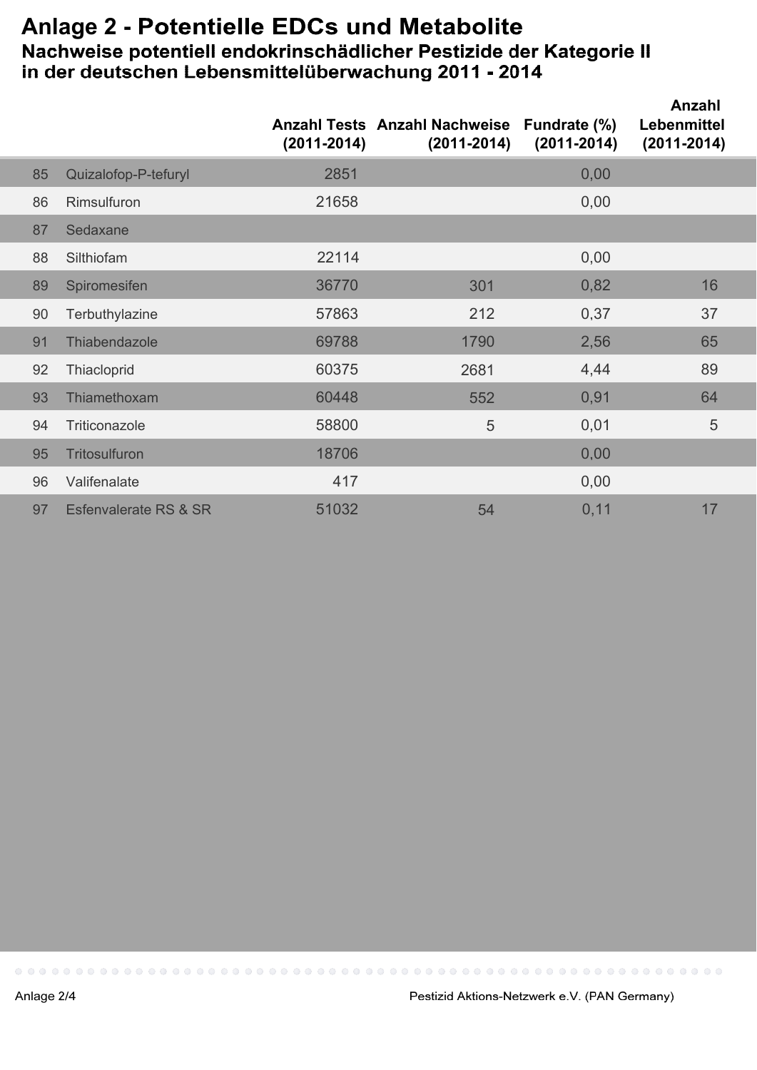# Anlage 2 - Potentielle EDCs und Metabolite

## Nachweise potentiell endokrinschädlicher Pestizide der Kategorie II in der deutschen Lebensmittelüberwachung 2011 - 2014

| | | Anzahl Tests (2011-2014) | Anzahl Nachweise (2011-2014) | Fundrate (%) (2011-2014) | Anzahl Lebenmittel (2011-2014) |
|---|---|---|---|---|---|
| 85 | Quizalofop-P-tefuryl | 2851 | | 0,00 | |
| 86 | Rimsulfuron | 21658 | | 0,00 | |
| 87 | Sedaxane | | | | |
| 88 | Silthiofam | 22114 | | 0,00 | |
| 89 | Spiromesifen | 36770 | 301 | 0,82 | 16 |
| 90 | Terbuthylazine | 57863 | 212 | 0,37 | 37 |
| 91 | Thiabendazole | 69788 | 1790 | 2,56 | 65 |
| 92 | Thiacloprid | 60375 | 2681 | 4,44 | 89 |
| 93 | Thiamethoxam | 60448 | 552 | 0,91 | 64 |
| 94 | Triticonazole | 58800 | 5 | 0,01 | 5 |
| 95 | Tritosulfuron | 18706 | | 0,00 | |
| 96 | Valifenalate | 417 | | 0,00 | |
| 97 | Esfenvalerate RS & SR | 51032 | 54 | 0,11 | 17 |

Anlage 2/4

Pestizid Aktions-Netzwerk e.V. (PAN Germany)